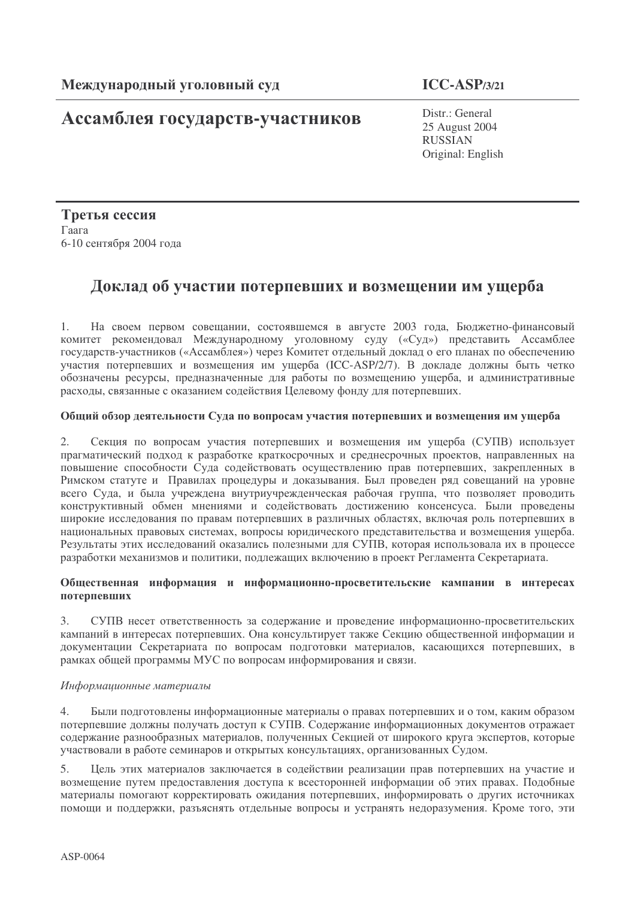**Международный уголовный суд** **ICC-ASP/3/21**

# Ассамблея государств-участников

Distr.: General
25 August 2004
RUSSIAN
Original: English

**Третья сессия**
Гаага
6-10 сентября 2004 года

## Доклад об участии потерпевших и возмещении им ущерба

1. На своем первом совещании, состоявшемся в августе 2003 года, Бюджетно-финансовый комитет рекомендовал Международному уголовному суду («Суд») представить Ассамблее государств-участников («Ассамблея») через Комитет отдельный доклад о его планах по обеспечению участия потерпевших и возмещения им ущерба (ICC-ASP/2/7). В докладе должны быть четко обозначены ресурсы, предназначенные для работы по возмещению ущерба, и административные расходы, связанные с оказанием содействия Целевому фонду для потерпевших.

### Общий обзор деятельности Суда по вопросам участия потерпевших и возмещения им ущерба

2. Секция по вопросам участия потерпевших и возмещения им ущерба (СУПВ) использует прагматический подход к разработке краткосрочных и среднесрочных проектов, направленных на повышение способности Суда содействовать осуществлению прав потерпевших, закрепленных в Римском статуте и Правилах процедуры и доказывания. Был проведен ряд совещаний на уровне всего Суда, и была учреждена внутриучрежденческая рабочая группа, что позволяет проводить конструктивный обмен мнениями и содействовать достижению консенсуса. Были проведены широкие исследования по правам потерпевших в различных областях, включая роль потерпевших в национальных правовых системах, вопросы юридического представительства и возмещения ущерба. Результаты этих исследований оказались полезными для СУПВ, которая использовала их в процессе разработки механизмов и политики, подлежащих включению в проект Регламента Секретариата.

### Общественная информация и информационно-просветительские кампании в интересах потерпевших

3. СУПВ несет ответственность за содержание и проведение информационно-просветительских кампаний в интересах потерпевших. Она консультирует также Секцию общественной информации и документации Секретариата по вопросам подготовки материалов, касающихся потерпевших, в рамках общей программы МУС по вопросам информирования и связи.

*Информационные материалы*

4. Были подготовлены информационные материалы о правах потерпевших и о том, каким образом потерпевшие должны получать доступ к СУПВ. Содержание информационных документов отражает содержание разнообразных материалов, полученных Секцией от широкого круга экспертов, которые участвовали в работе семинаров и открытых консультациях, организованных Судом.

5. Цель этих материалов заключается в содействии реализации прав потерпевших на участие и возмещение путем предоставления доступа к всесторонней информации об этих правах. Подобные материалы помогают корректировать ожидания потерпевших, информировать о других источниках помощи и поддержки, разъяснять отдельные вопросы и устранять недоразумения. Кроме того, эти

ASP-0064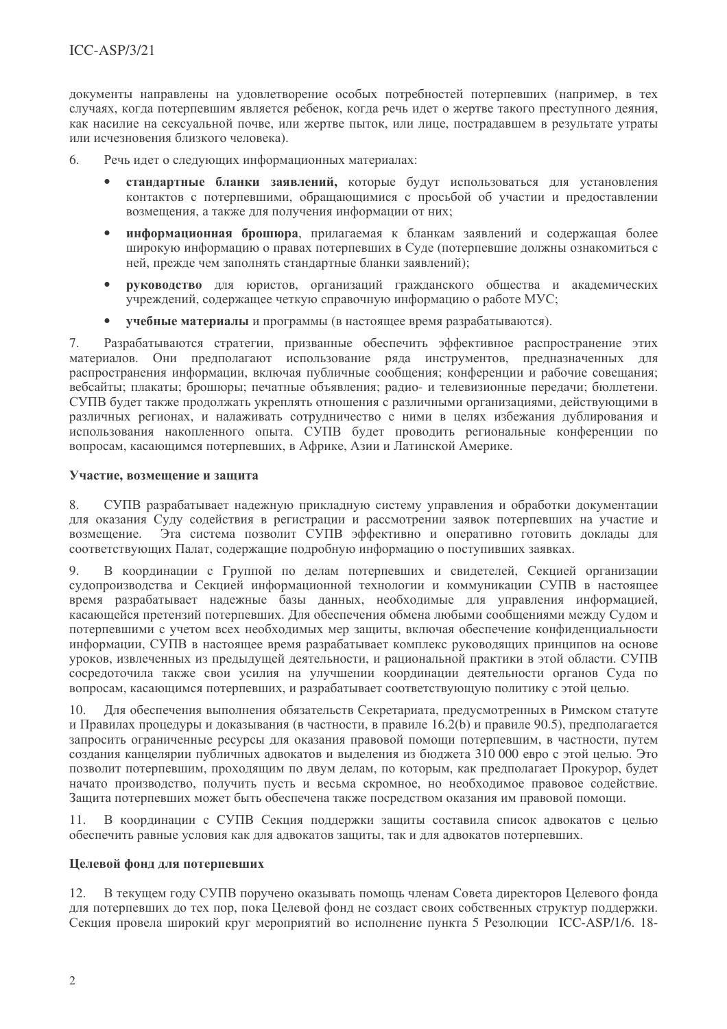документы направлены на удовлетворение особых потребностей потерпевших (например, в тех случаях, когда потерпевшим является ребенок, когда речь идет о жертве такого преступного деяния, как насилие на сексуальной почве, или жертве пыток, или лице, пострадавшем в результате утраты или исчезновения близкого человека).

6. Речь идет о следующих информационных материалах:

- **стандартные бланки заявлений,** которые будут использоваться для установления контактов с потерпевшими, обращающимися с просьбой об участии и предоставлении возмещения, а также для получения информации от них;
- **информационная брошюра**, прилагаемая к бланкам заявлений и содержащая более широкую информацию о правах потерпевших в Суде (потерпевшие должны ознакомиться с ней, прежде чем заполнять стандартные бланки заявлений);
- **руководство** для юристов, организаций гражданского общества и академических учреждений, содержащее четкую справочную информацию о работе МУС;
- **учебные материалы** и программы (в настоящее время разрабатываются).

7. Разрабатываются стратегии, призванные обеспечить эффективное распространение этих материалов. Они предполагают использование ряда инструментов, предназначенных для распространения информации, включая публичные сообщения; конференции и рабочие совещания; вебсайты; плакаты; брошюры; печатные объявления; радио- и телевизионные передачи; бюллетени. СУПВ будет также продолжать укреплять отношения с различными организациями, действующими в различных регионах, и налаживать сотрудничество с ними в целях избежания дублирования и использования накопленного опыта. СУПВ будет проводить региональные конференции по вопросам, касающимся потерпевших, в Африке, Азии и Латинской Америке.

### Участие, возмещение и защита

8. СУПВ разрабатывает надежную прикладную систему управления и обработки документации для оказания Суду содействия в регистрации и рассмотрении заявок потерпевших на участие и возмещение. Эта система позволит СУПВ эффективно и оперативно готовить доклады для соответствующих Палат, содержащие подробную информацию о поступивших заявках.

9. В координации с Группой по делам потерпевших и свидетелей, Секцией организации судопроизводства и Секцией информационной технологии и коммуникации СУПВ в настоящее время разрабатывает надежные базы данных, необходимые для управления информацией, касающейся претензий потерпевших. Для обеспечения обмена любыми сообщениями между Судом и потерпевшими с учетом всех необходимых мер защиты, включая обеспечение конфиденциальности информации, СУПВ в настоящее время разрабатывает комплекс руководящих принципов на основе уроков, извлеченных из предыдущей деятельности, и рациональной практики в этой области. СУПВ сосредоточила также свои усилия на улучшении координации деятельности органов Суда по вопросам, касающимся потерпевших, и разрабатывает соответствующую политику с этой целью.

10. Для обеспечения выполнения обязательств Секретариата, предусмотренных в Римском статуте и Правилах процедуры и доказывания (в частности, в правиле 16.2(b) и правиле 90.5), предполагается запросить ограниченные ресурсы для оказания правовой помощи потерпевшим, в частности, путем создания канцелярии публичных адвокатов и выделения из бюджета 310 000 евро с этой целью. Это позволит потерпевшим, проходящим по двум делам, по которым, как предполагает Прокурор, будет начато производство, получить пусть и весьма скромное, но необходимое правовое содействие. Защита потерпевших может быть обеспечена также посредством оказания им правовой помощи.

11. В координации с СУПВ Секция поддержки защиты составила список адвокатов с целью обеспечить равные условия как для адвокатов защиты, так и для адвокатов потерпевших.

### Целевой фонд для потерпевших

12. В текущем году СУПВ поручено оказывать помощь членам Совета директоров Целевого фонда для потерпевших до тех пор, пока Целевой фонд не создаст своих собственных структур поддержки. Секция провела широкий круг мероприятий во исполнение пункта 5 Резолюции ICC-ASP/1/6. 18-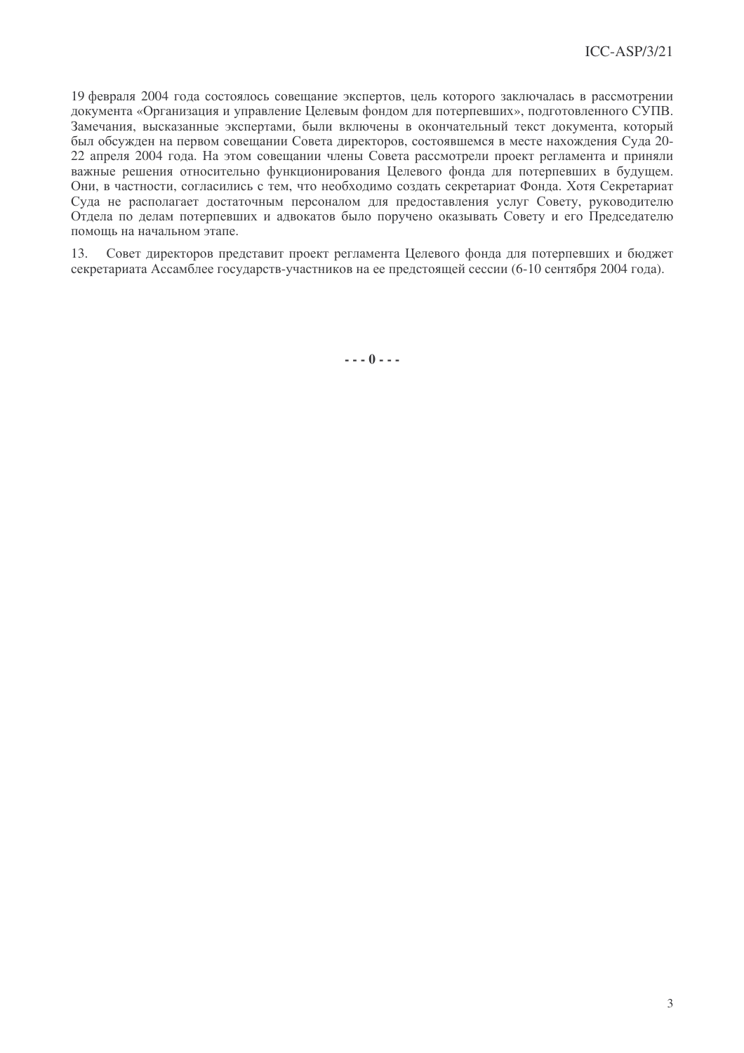19 февраля 2004 года состоялось совещание экспертов, цель которого заключалась в рассмотрении документа «Организация и управление Целевым фондом для потерпевших», подготовленного СУПВ. Замечания, высказанные экспертами, были включены в окончательный текст документа, который был обсужден на первом совещании Совета директоров, состоявшемся в месте нахождения Суда 20-22 апреля 2004 года. На этом совещании члены Совета рассмотрели проект регламента и приняли важные решения относительно функционирования Целевого фонда для потерпевших в будущем. Они, в частности, согласились с тем, что необходимо создать секретариат Фонда. Хотя Секретариат Суда не располагает достаточным персоналом для предоставления услуг Совету, руководителю Отдела по делам потерпевших и адвокатов было поручено оказывать Совету и его Председателю помощь на начальном этапе.

13. Совет директоров представит проект регламента Целевого фонда для потерпевших и бюджет секретариата Ассамблее государств-участников на ее предстоящей сессии (6-10 сентября 2004 года).

- - - 0 - - -